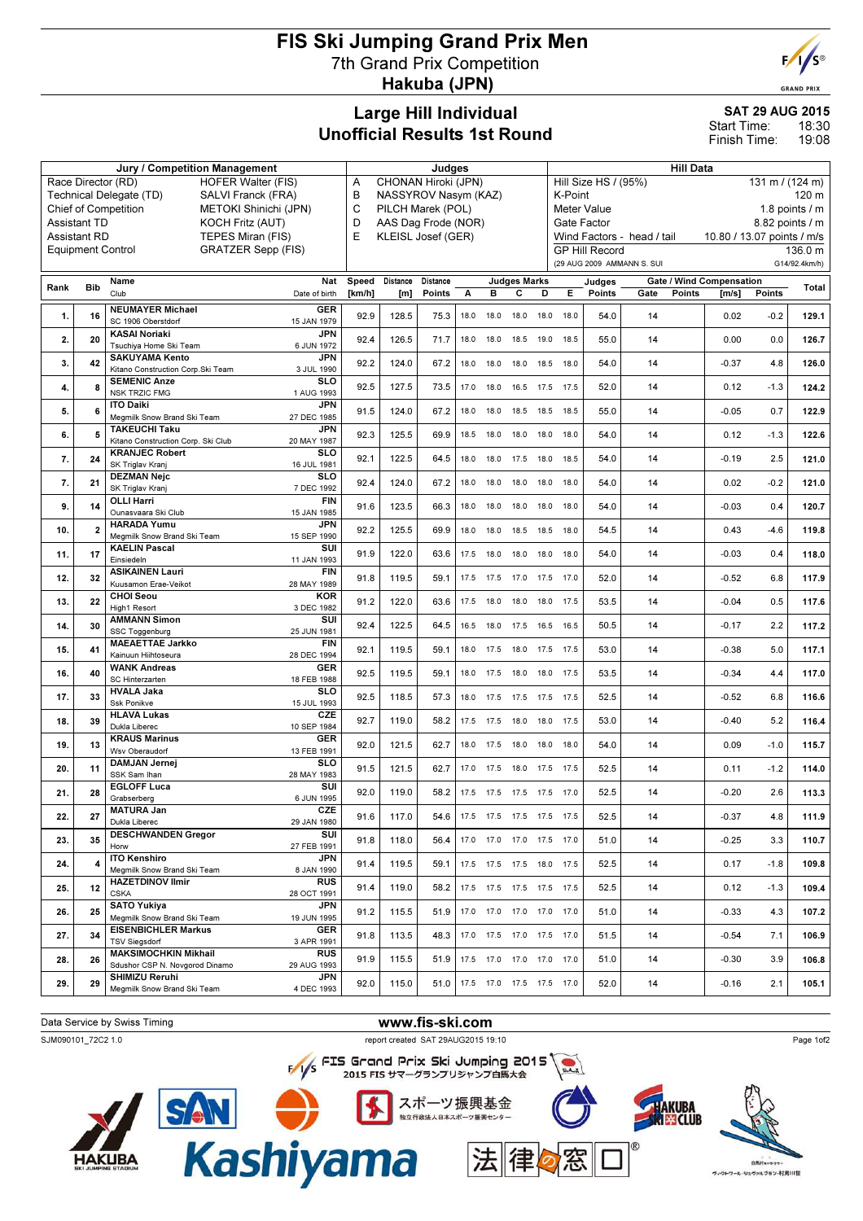# FIS Ski Jumping Grand Prix Men

## 7th Grand Prix Competition

## Hakuba (JPN)

## Large Hill Individual
## Unofficial Results 1st Round

**SAT 29 AUG 2015**
Start Time: 18:30
Finish Time: 19:08

| Jury / Competition Management | | Judges | | Hill Data | |
|---|---|---|---|---|---|
| Race Director (RD) | HOFER Walter (FIS) | A | CHONAN Hiroki (JPN) | Hill Size HS / (95%) | 131 m / (124 m) |
| Technical Delegate (TD) | SALVI Franck (FRA) | B | NASSYROV Nasym (KAZ) | K-Point | 120 m |
| Chief of Competition | METOKI Shinichi (JPN) | C | PILCH Marek (POL) | Meter Value | 1.8 points / m |
| Assistant TD | KOCH Fritz (AUT) | D | AAS Dag Frode (NOR) | Gate Factor | 8.82 points / m |
| Assistant RD | TEPES Miran (FIS) | E | KLEISL Josef (GER) | Wind Factors - head / tail | 10.80 / 13.07 points / m/s |
| Equipment Control | GRATZER Sepp (FIS) | | | GP Hill Record | 136.0 m |
| | | | | (29 AUG 2009 AMMANN S. SUI) | G14/92.4km/h |

| Rank | Bib | Name / Club | Nat / Date of birth | Speed [km/h] | Distance [m] | Distance Points | A | B | C | D | E | Judges Points | Gate | Gate Points | Wind [m/s] | Wind Points | Total |
|---|---|---|---|---|---|---|---|---|---|---|---|---|---|---|---|---|---|
| 1. | 16 | NEUMAYER Michael / SC 1906 Oberstdorf | GER / 15 JAN 1979 | 92.9 | 128.5 | 75.3 | 18.0 | 18.0 | 18.0 | 18.0 | 18.0 | 54.0 | 14 | | 0.02 | -0.2 | 129.1 |
| 2. | 20 | KASAI Noriaki / Tsuchiya Home Ski Team | JPN / 6 JUN 1972 | 92.4 | 126.5 | 71.7 | 18.0 | 18.0 | 18.5 | 19.0 | 18.5 | 55.0 | 14 | | 0.00 | 0.0 | 126.7 |
| 3. | 42 | SAKUYAMA Kento / Kitano Construction Corp.Ski Team | JPN / 3 JUL 1990 | 92.2 | 124.0 | 67.2 | 18.0 | 18.0 | 18.0 | 18.5 | 18.0 | 54.0 | 14 | | -0.37 | 4.8 | 126.0 |
| 4. | 8 | SEMENIC Anze / NSK TRZIC FMG | SLO / 1 AUG 1993 | 92.5 | 127.5 | 73.5 | 17.0 | 18.0 | 16.5 | 17.5 | 17.5 | 52.0 | 14 | | 0.12 | -1.3 | 124.2 |
| 5. | 6 | ITO Daiki / Megmilk Snow Brand Ski Team | JPN / 27 DEC 1985 | 91.5 | 124.0 | 67.2 | 18.0 | 18.0 | 18.5 | 18.5 | 18.5 | 55.0 | 14 | | -0.05 | 0.7 | 122.9 |
| 6. | 5 | TAKEUCHI Taku / Kitano Construction Corp. Ski Club | JPN / 20 MAY 1987 | 92.3 | 125.5 | 69.9 | 18.5 | 18.0 | 18.0 | 18.0 | 18.0 | 54.0 | 14 | | 0.12 | -1.3 | 122.6 |
| 7. | 24 | KRANJEC Robert / SK Triglav Kranj | SLO / 16 JUL 1981 | 92.1 | 122.5 | 64.5 | 18.0 | 18.0 | 17.5 | 18.0 | 18.5 | 54.0 | 14 | | -0.19 | 2.5 | 121.0 |
| 7. | 21 | DEZMAN Nejc / SK Triglav Kranj | SLO / 7 DEC 1992 | 92.4 | 124.0 | 67.2 | 18.0 | 18.0 | 18.0 | 18.0 | 18.0 | 54.0 | 14 | | 0.02 | -0.2 | 121.0 |
| 9. | 14 | OLLI Harri / Ounasvaara Ski Club | FIN / 15 JAN 1985 | 91.6 | 123.5 | 66.3 | 18.0 | 18.0 | 18.0 | 18.0 | 18.0 | 54.0 | 14 | | -0.03 | 0.4 | 120.7 |
| 10. | 2 | HARADA Yumu / Megmilk Snow Brand Ski Team | JPN / 15 SEP 1990 | 92.2 | 125.5 | 69.9 | 18.0 | 18.0 | 18.5 | 18.5 | 18.0 | 54.5 | 14 | | 0.43 | -4.6 | 119.8 |
| 11. | 17 | KAELIN Pascal / Einsiedeln | SUI / 11 JAN 1993 | 91.9 | 122.0 | 63.6 | 17.5 | 18.0 | 18.0 | 18.0 | 18.0 | 54.0 | 14 | | -0.03 | 0.4 | 118.0 |
| 12. | 32 | ASIKAINEN Lauri / Kuusamon Erae-Veikot | FIN / 28 MAY 1989 | 91.8 | 119.5 | 59.1 | 17.5 | 17.5 | 17.0 | 17.5 | 17.0 | 52.0 | 14 | | -0.52 | 6.8 | 117.9 |
| 13. | 22 | CHOI Seou / High1 Resort | KOR / 3 DEC 1982 | 91.2 | 122.0 | 63.6 | 17.5 | 18.0 | 18.0 | 18.0 | 17.5 | 53.5 | 14 | | -0.04 | 0.5 | 117.6 |
| 14. | 30 | AMMANN Simon / SSC Toggenburg | SUI / 25 JUN 1981 | 92.4 | 122.5 | 64.5 | 16.5 | 18.0 | 17.5 | 16.5 | 16.5 | 50.5 | 14 | | -0.17 | 2.2 | 117.2 |
| 15. | 41 | MAEAETTAE Jarkko / Kainuun Hiihtoseura | FIN / 28 DEC 1994 | 92.1 | 119.5 | 59.1 | 18.0 | 17.5 | 18.0 | 17.5 | 17.5 | 53.0 | 14 | | -0.38 | 5.0 | 117.1 |
| 16. | 40 | WANK Andreas / SC Hinterzarten | GER / 18 FEB 1988 | 92.5 | 119.5 | 59.1 | 18.0 | 17.5 | 18.0 | 18.0 | 17.5 | 53.5 | 14 | | -0.34 | 4.4 | 117.0 |
| 17. | 33 | HVALA Jaka / Ssk Ponikve | SLO / 15 JUL 1993 | 92.5 | 118.5 | 57.3 | 18.0 | 17.5 | 17.5 | 17.5 | 17.5 | 52.5 | 14 | | -0.52 | 6.8 | 116.6 |
| 18. | 39 | HLAVA Lukas / Dukla Liberec | CZE / 10 SEP 1984 | 92.7 | 119.0 | 58.2 | 17.5 | 17.5 | 18.0 | 18.0 | 17.5 | 53.0 | 14 | | -0.40 | 5.2 | 116.4 |
| 19. | 13 | KRAUS Marinus / Wsv Oberaudorf | GER / 13 FEB 1991 | 92.0 | 121.5 | 62.7 | 18.0 | 17.5 | 18.0 | 18.0 | 18.0 | 54.0 | 14 | | 0.09 | -1.0 | 115.7 |
| 20. | 11 | DAMJAN Jernej / SSK Sam Ihan | SLO / 28 MAY 1983 | 91.5 | 121.5 | 62.7 | 17.0 | 17.5 | 18.0 | 17.5 | 17.5 | 52.5 | 14 | | 0.11 | -1.2 | 114.0 |
| 21. | 28 | EGLOFF Luca / Grabserberg | SUI / 6 JUN 1995 | 92.0 | 119.0 | 58.2 | 17.5 | 17.5 | 17.5 | 17.5 | 17.0 | 52.5 | 14 | | -0.20 | 2.6 | 113.3 |
| 22. | 27 | MATURA Jan / Dukla Liberec | CZE / 29 JAN 1980 | 91.6 | 117.0 | 54.6 | 17.5 | 17.5 | 17.5 | 17.5 | 17.5 | 52.5 | 14 | | -0.37 | 4.8 | 111.9 |
| 23. | 35 | DESCHWANDEN Gregor / Horw | SUI / 27 FEB 1991 | 91.8 | 118.0 | 56.4 | 17.0 | 17.0 | 17.0 | 17.5 | 17.0 | 51.0 | 14 | | -0.25 | 3.3 | 110.7 |
| 24. | 4 | ITO Kenshiro / Megmilk Snow Brand Ski Team | JPN / 8 JAN 1990 | 91.4 | 119.5 | 59.1 | 17.5 | 17.5 | 17.5 | 18.0 | 17.5 | 52.5 | 14 | | 0.17 | -1.8 | 109.8 |
| 25. | 12 | HAZETDINOV Ilmir / CSKA | RUS / 28 OCT 1991 | 91.4 | 119.0 | 58.2 | 17.5 | 17.5 | 17.5 | 17.5 | 17.5 | 52.5 | 14 | | 0.12 | -1.3 | 109.4 |
| 26. | 25 | SATO Yukiya / Megmilk Snow Brand Ski Team | JPN / 19 JUN 1995 | 91.2 | 115.5 | 51.9 | 17.0 | 17.0 | 17.0 | 17.0 | 17.0 | 51.0 | 14 | | -0.33 | 4.3 | 107.2 |
| 27. | 34 | EISENBICHLER Markus / TSV Siegsdorf | GER / 3 APR 1991 | 91.8 | 113.5 | 48.3 | 17.0 | 17.5 | 17.0 | 17.5 | 17.0 | 51.5 | 14 | | -0.54 | 7.1 | 106.9 |
| 28. | 26 | MAKSIMOCHKIN Mikhail / Sdushor CSP N. Novgorod Dinamo | RUS / 29 AUG 1993 | 91.9 | 115.5 | 51.9 | 17.5 | 17.0 | 17.0 | 17.0 | 17.0 | 51.0 | 14 | | -0.30 | 3.9 | 106.8 |
| 29. | 29 | SHIMIZU Reruhi / Megmilk Snow Brand Ski Team | JPN / 4 DEC 1993 | 92.0 | 115.0 | 51.0 | 17.5 | 17.0 | 17.5 | 17.5 | 17.0 | 52.0 | 14 | | -0.16 | 2.1 | 105.1 |

Data Service by Swiss Timing

www.fis-ski.com

SJM090101_72C2 1.0 report created SAT 29AUG2015 19:10

FIS Grand Prix Ski Jumping 2015
2015 FIS サマーグランプリジャンプ白馬大会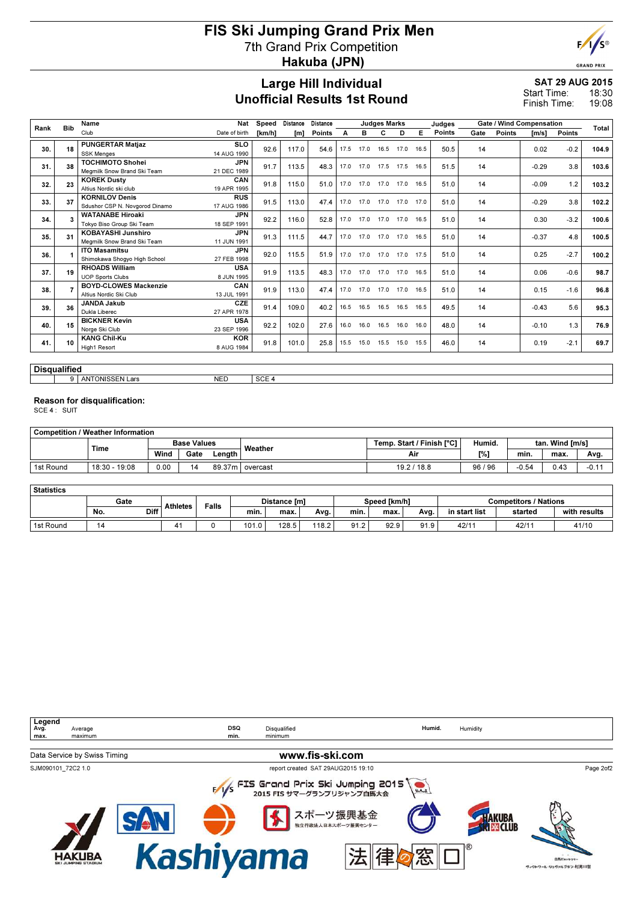# FIS Ski Jumping Grand Prix Men

## 7th Grand Prix Competition

## Hakuba (JPN)

### Large Hill Individual
### Unofficial Results 1st Round

**SAT 29 AUG 2015**
Start Time: 18:30
Finish Time: 19:08

| Rank | Bib | Name / Club | Nat / Date of birth | Speed [km/h] | Distance [m] | Distance Points | A | B | C | D | E | Judges Points | Gate | Gate Points | Wind [m/s] | Wind Points | Total |
|---|---|---|---|---|---|---|---|---|---|---|---|---|---|---|---|---|---|
| 30. | 18 | PUNGERTAR Matjaz / SSK Menges | SLO / 14 AUG 1990 | 92.6 | 117.0 | 54.6 | 17.5 | 17.0 | 16.5 | 17.0 | 16.5 | 50.5 | 14 | | 0.02 | -0.2 | 104.9 |
| 31. | 38 | TOCHIMOTO Shohei / Megmilk Snow Brand Ski Team | JPN / 21 DEC 1989 | 91.7 | 113.5 | 48.3 | 17.0 | 17.0 | 17.5 | 17.5 | 16.5 | 51.5 | 14 | | -0.29 | 3.8 | 103.6 |
| 32. | 23 | KOREK Dusty / Altius Nordic ski club | CAN / 19 APR 1995 | 91.8 | 115.0 | 51.0 | 17.0 | 17.0 | 17.0 | 17.0 | 16.5 | 51.0 | 14 | | -0.09 | 1.2 | 103.2 |
| 33. | 37 | KORNILOV Denis / Sdushor CSP N. Novgorod Dinamo | RUS / 17 AUG 1986 | 91.5 | 113.0 | 47.4 | 17.0 | 17.0 | 17.0 | 17.0 | 17.0 | 51.0 | 14 | | -0.29 | 3.8 | 102.2 |
| 34. | 3 | WATANABE Hiroaki / Tokyo Biso Group Ski Team | JPN / 18 SEP 1991 | 92.2 | 116.0 | 52.8 | 17.0 | 17.0 | 17.0 | 17.0 | 16.5 | 51.0 | 14 | | 0.30 | -3.2 | 100.6 |
| 35. | 31 | KOBAYASHI Junshiro / Megmilk Snow Brand Ski Team | JPN / 11 JUN 1991 | 91.3 | 111.5 | 44.7 | 17.0 | 17.0 | 17.0 | 17.0 | 16.5 | 51.0 | 14 | | -0.37 | 4.8 | 100.5 |
| 36. | 1 | ITO Masamitsu / Shimokawa Shogyo High School | JPN / 27 FEB 1998 | 92.0 | 115.5 | 51.9 | 17.0 | 17.0 | 17.0 | 17.0 | 17.5 | 51.0 | 14 | | 0.25 | -2.7 | 100.2 |
| 37. | 19 | RHOADS William / UOP Sports Clubs | USA / 8 JUN 1995 | 91.9 | 113.5 | 48.3 | 17.0 | 17.0 | 17.0 | 17.0 | 16.5 | 51.0 | 14 | | 0.06 | -0.6 | 98.7 |
| 38. | 7 | BOYD-CLOWES Mackenzie / Altius Nordic Ski Club | CAN / 13 JUL 1991 | 91.9 | 113.0 | 47.4 | 17.0 | 17.0 | 17.0 | 17.0 | 16.5 | 51.0 | 14 | | 0.15 | -1.6 | 96.8 |
| 39. | 36 | JANDA Jakub / Dukla Liberec | CZE / 27 APR 1978 | 91.4 | 109.0 | 40.2 | 16.5 | 16.5 | 16.5 | 16.5 | 16.5 | 49.5 | 14 | | -0.43 | 5.6 | 95.3 |
| 40. | 15 | BICKNER Kevin / Norge Ski Club | USA / 23 SEP 1996 | 92.2 | 102.0 | 27.6 | 16.0 | 16.0 | 16.5 | 16.0 | 16.0 | 48.0 | 14 | | -0.10 | 1.3 | 76.9 |
| 41. | 10 | KANG Chil-Ku / High1 Resort | KOR / 8 AUG 1984 | 91.8 | 101.0 | 25.8 | 15.5 | 15.0 | 15.5 | 15.0 | 15.5 | 46.0 | 14 | | 0.19 | -2.1 | 69.7 |

### Disqualified

| Bib | Name | Nat | Reason |
|---|---|---|---|
| 9 | ANTONISSEN Lars | NED | SCE 4 |

**Reason for disqualification:**
SCE 4 : SUIT

### Competition / Weather Information

| | Time | Base Values Wind | Base Values Gate | Base Values Length | Weather | Temp. Start / Finish [°C] Air | Humid. [%] | tan. Wind [m/s] min. | max. | Avg. |
|---|---|---|---|---|---|---|---|---|---|---|
| 1st Round | 18:30 - 19:08 | 0.00 | 14 | 89.37m | overcast | 19.2 / 18.8 | 96 / 96 | -0.54 | 0.43 | -0.11 |

### Statistics

| | Gate No. | Gate Diff | Athletes | Falls | Distance [m] min. | max. | Avg. | Speed [km/h] min. | max. | Avg. | Competitors / Nations in start list | started | with results |
|---|---|---|---|---|---|---|---|---|---|---|---|---|---|
| 1st Round | 14 | | 41 | 0 | 101.0 | 128.5 | 118.2 | 91.2 | 92.9 | 91.9 | 42/11 | 42/11 | 41/10 |

**Legend**
Avg. Average
max. maximum
DSQ Disqualified
min. minimum
Humid. Humidity

Data Service by Swiss Timing
www.fis-ski.com
SJM090101_72C2 1.0
report created SAT 29AUG2015 19:10